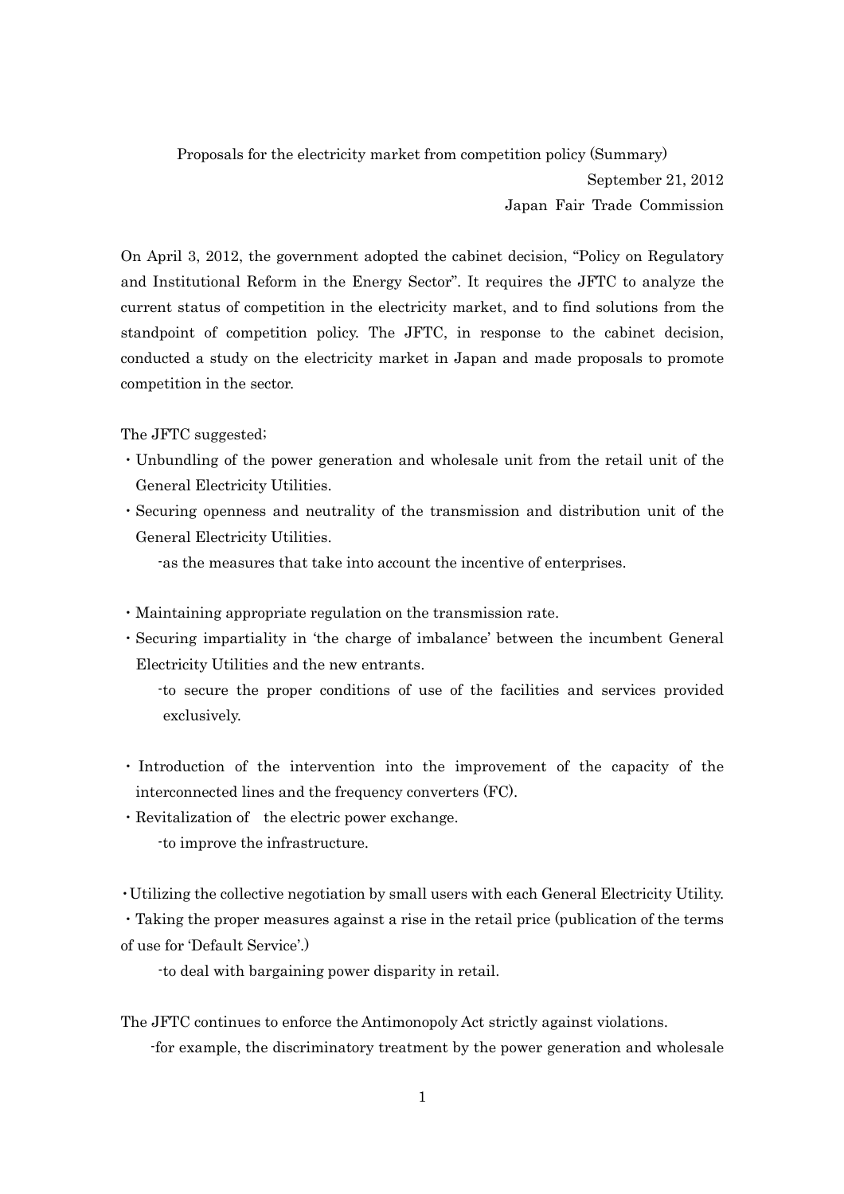# Proposals for the electricity market from competition policy (Summary)

September 21, 2012

Japan Fair Trade Commission

On April 3, 2012, the government adopted the cabinet decision, "Policy on Regulatory and Institutional Reform in the Energy Sector". It requires the JFTC to analyze the current status of competition in the electricity market, and to find solutions from the standpoint of competition policy. The JFTC, in response to the cabinet decision, conducted a study on the electricity market in Japan and made proposals to promote competition in the sector.

The JFTC suggested;

- Unbundling of the power generation and wholesale unit from the retail unit of the General Electricity Utilities.
- Securing openness and neutrality of the transmission and distribution unit of the General Electricity Utilities.

  -as the measures that take into account the incentive of enterprises.

- Maintaining appropriate regulation on the transmission rate.
- Securing impartiality in 'the charge of imbalance' between the incumbent General Electricity Utilities and the new entrants.

  -to secure the proper conditions of use of the facilities and services provided exclusively.

- Introduction of the intervention into the improvement of the capacity of the interconnected lines and the frequency converters (FC).
- Revitalization of the electric power exchange.

  -to improve the infrastructure.

- Utilizing the collective negotiation by small users with each General Electricity Utility.
- Taking the proper measures against a rise in the retail price (publication of the terms of use for 'Default Service'.)

  -to deal with bargaining power disparity in retail.

The JFTC continues to enforce the Antimonopoly Act strictly against violations.

-for example, the discriminatory treatment by the power generation and wholesale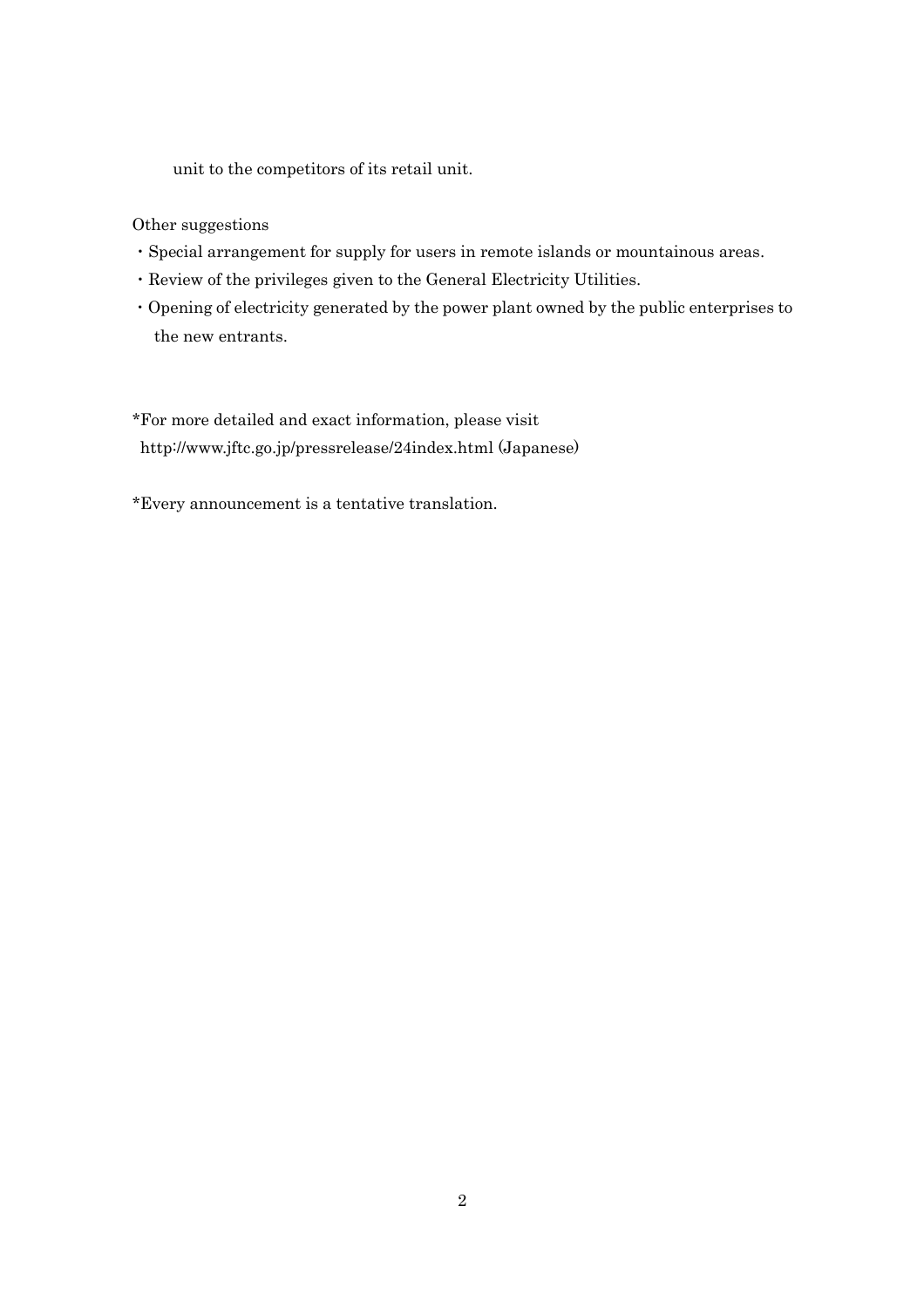unit to the competitors of its retail unit.

Other suggestions

- Special arrangement for supply for users in remote islands or mountainous areas.
- Review of the privileges given to the General Electricity Utilities.
- Opening of electricity generated by the power plant owned by the public enterprises to the new entrants.

*For more detailed and exact information, please visit
http://www.jftc.go.jp/pressrelease/24index.html (Japanese)

*Every announcement is a tentative translation.